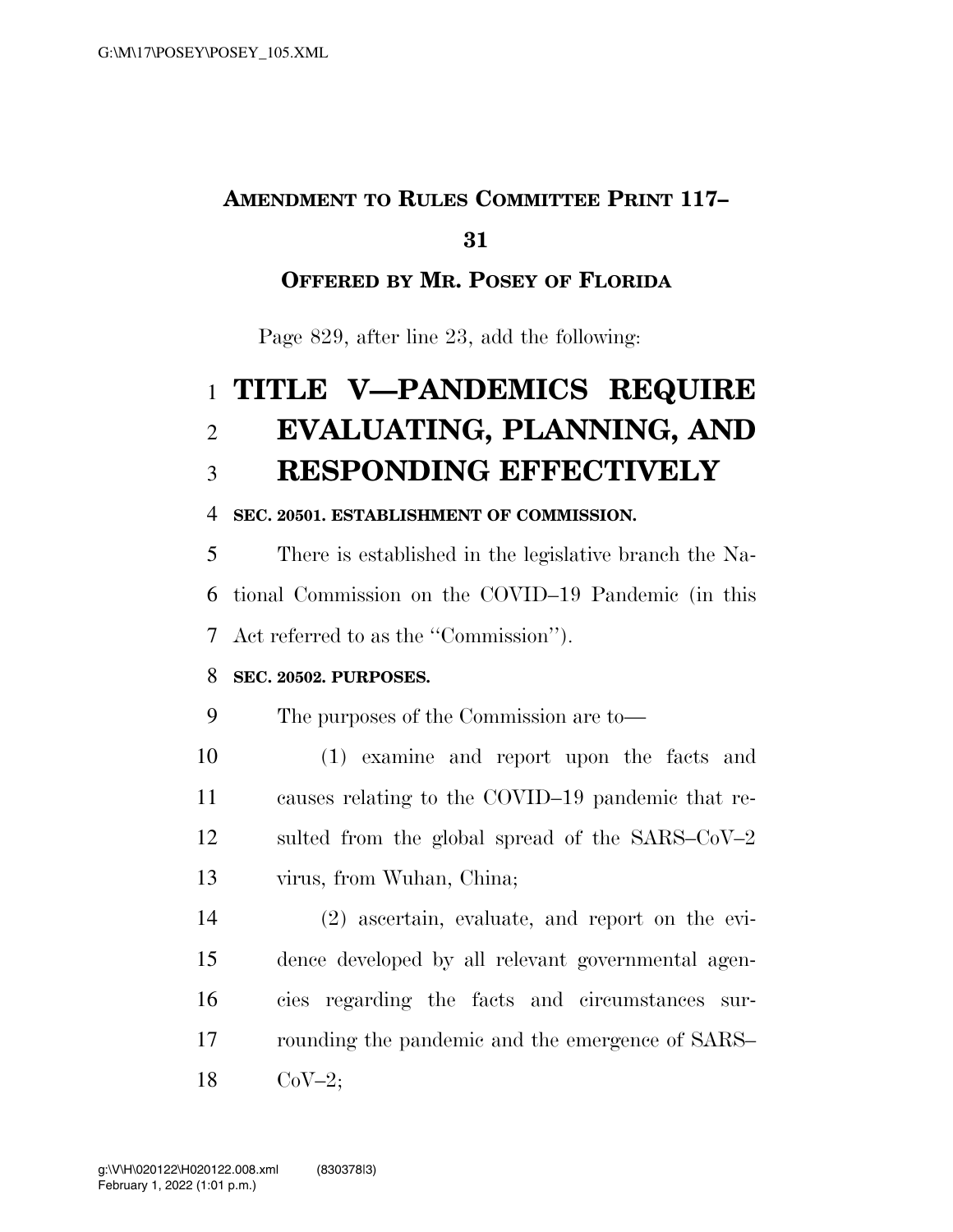**AMENDMENT TO RULES COMMITTEE PRINT 117–31**

**OFFERED BY MR. POSEY OF FLORIDA**

Page 829, after line 23, add the following:

# TITLE V—PANDEMICS REQUIRE EVALUATING, PLANNING, AND RESPONDING EFFECTIVELY

**SEC. 20501. ESTABLISHMENT OF COMMISSION.**

There is established in the legislative branch the National Commission on the COVID–19 Pandemic (in this Act referred to as the ''Commission'').

**SEC. 20502. PURPOSES.**

The purposes of the Commission are to—

(1) examine and report upon the facts and causes relating to the COVID–19 pandemic that resulted from the global spread of the SARS–CoV–2 virus, from Wuhan, China;

(2) ascertain, evaluate, and report on the evidence developed by all relevant governmental agencies regarding the facts and circumstances surrounding the pandemic and the emergence of SARS–CoV–2;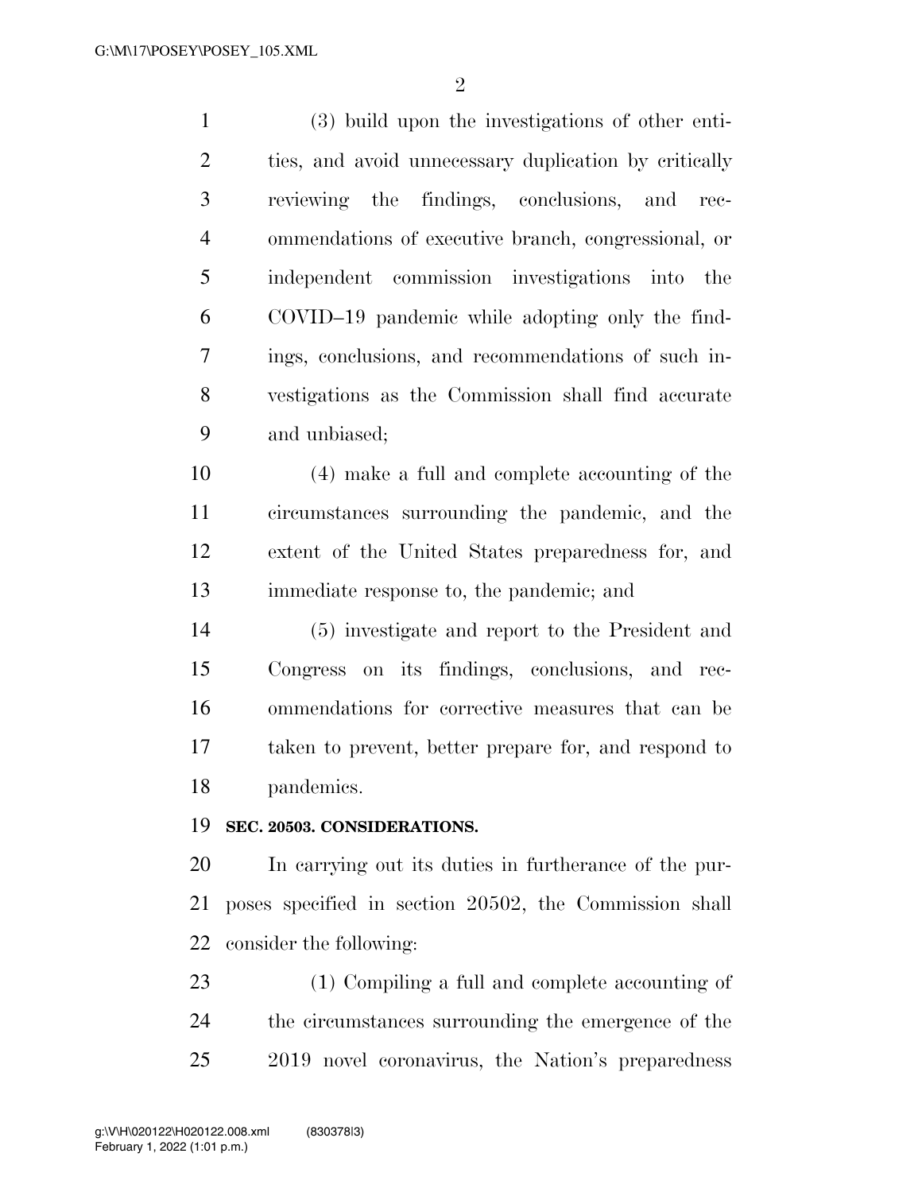(3) build upon the investigations of other entities, and avoid unnecessary duplication by critically reviewing the findings, conclusions, and recommendations of executive branch, congressional, or independent commission investigations into the COVID–19 pandemic while adopting only the findings, conclusions, and recommendations of such investigations as the Commission shall find accurate and unbiased;

(4) make a full and complete accounting of the circumstances surrounding the pandemic, and the extent of the United States preparedness for, and immediate response to, the pandemic; and

(5) investigate and report to the President and Congress on its findings, conclusions, and recommendations for corrective measures that can be taken to prevent, better prepare for, and respond to pandemics.

**SEC. 20503. CONSIDERATIONS.**

In carrying out its duties in furtherance of the purposes specified in section 20502, the Commission shall consider the following:

(1) Compiling a full and complete accounting of the circumstances surrounding the emergence of the 2019 novel coronavirus, the Nation's preparedness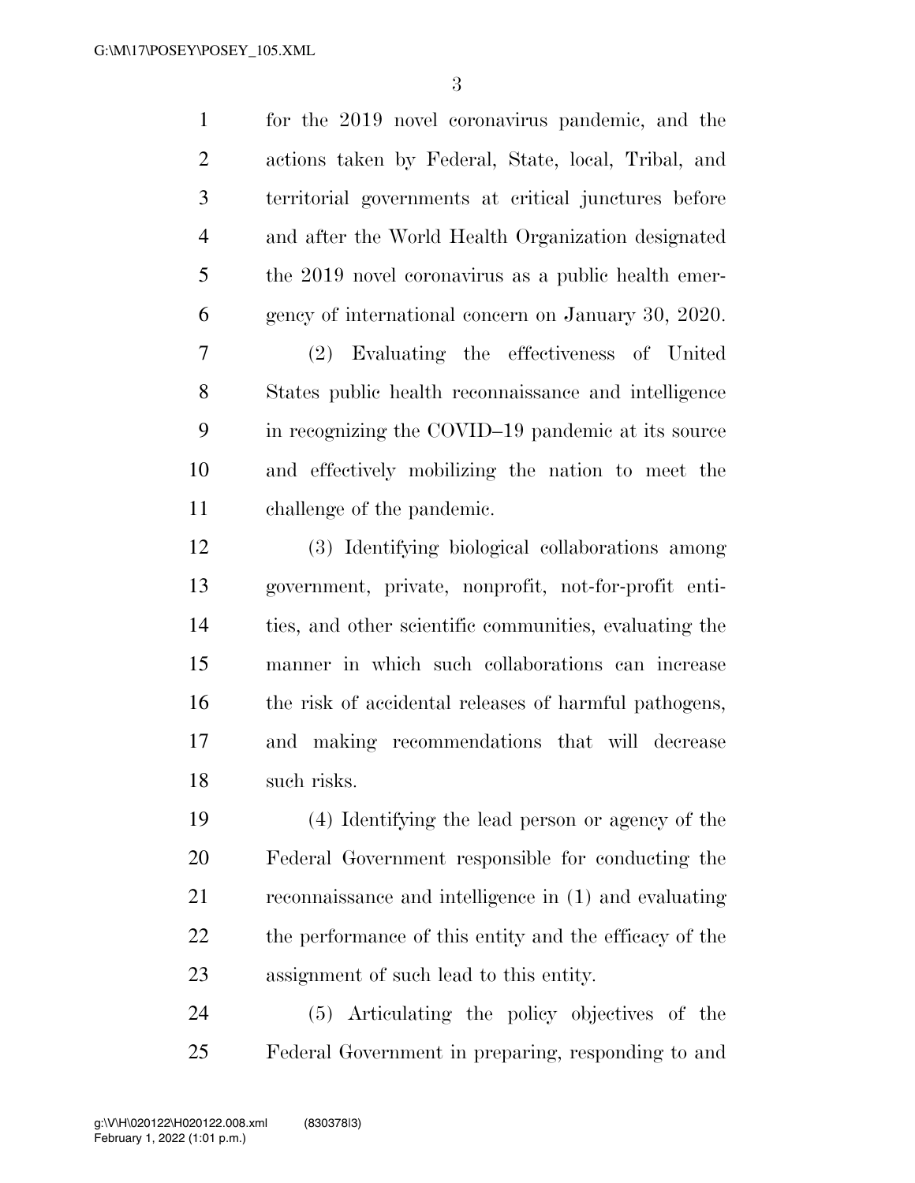for the 2019 novel coronavirus pandemic, and the actions taken by Federal, State, local, Tribal, and territorial governments at critical junctures before and after the World Health Organization designated the 2019 novel coronavirus as a public health emergency of international concern on January 30, 2020.

(2) Evaluating the effectiveness of United States public health reconnaissance and intelligence in recognizing the COVID–19 pandemic at its source and effectively mobilizing the nation to meet the challenge of the pandemic.

(3) Identifying biological collaborations among government, private, nonprofit, not-for-profit entities, and other scientific communities, evaluating the manner in which such collaborations can increase the risk of accidental releases of harmful pathogens, and making recommendations that will decrease such risks.

(4) Identifying the lead person or agency of the Federal Government responsible for conducting the reconnaissance and intelligence in (1) and evaluating the performance of this entity and the efficacy of the assignment of such lead to this entity.

(5) Articulating the policy objectives of the Federal Government in preparing, responding to and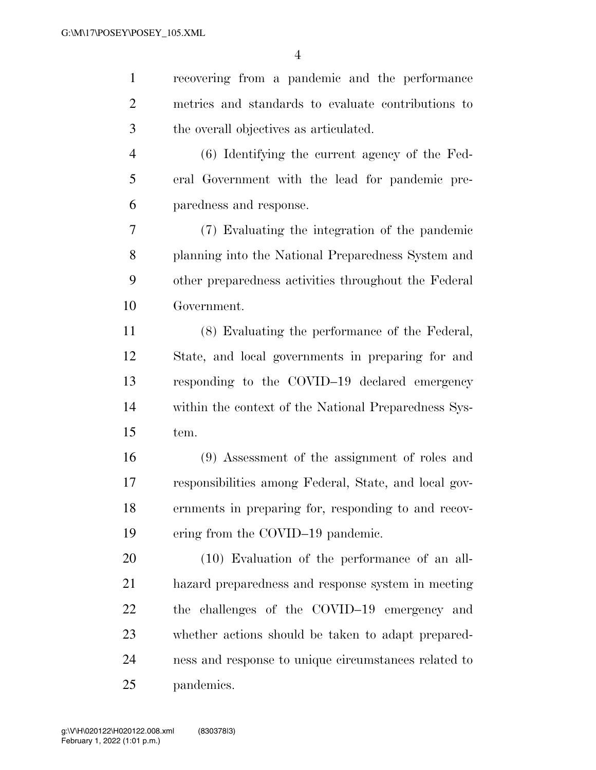recovering from a pandemic and the performance metrics and standards to evaluate contributions to the overall objectives as articulated.

(6) Identifying the current agency of the Federal Government with the lead for pandemic preparedness and response.

(7) Evaluating the integration of the pandemic planning into the National Preparedness System and other preparedness activities throughout the Federal Government.

(8) Evaluating the performance of the Federal, State, and local governments in preparing for and responding to the COVID–19 declared emergency within the context of the National Preparedness System.

(9) Assessment of the assignment of roles and responsibilities among Federal, State, and local governments in preparing for, responding to and recovering from the COVID–19 pandemic.

(10) Evaluation of the performance of an all-hazard preparedness and response system in meeting the challenges of the COVID–19 emergency and whether actions should be taken to adapt preparedness and response to unique circumstances related to pandemics.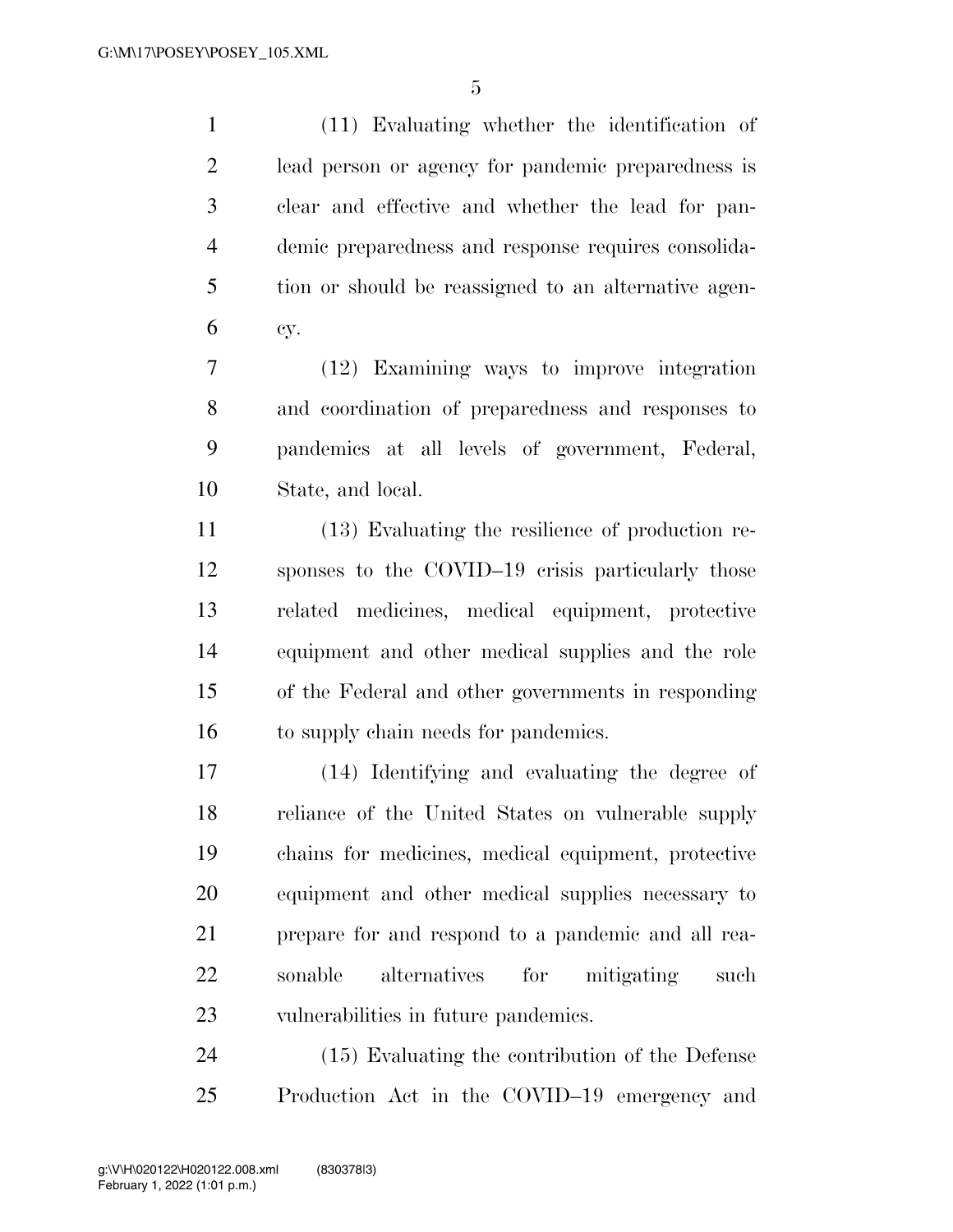(11) Evaluating whether the identification of lead person or agency for pandemic preparedness is clear and effective and whether the lead for pandemic preparedness and response requires consolidation or should be reassigned to an alternative agency.

(12) Examining ways to improve integration and coordination of preparedness and responses to pandemics at all levels of government, Federal, State, and local.

(13) Evaluating the resilience of production responses to the COVID–19 crisis particularly those related medicines, medical equipment, protective equipment and other medical supplies and the role of the Federal and other governments in responding to supply chain needs for pandemics.

(14) Identifying and evaluating the degree of reliance of the United States on vulnerable supply chains for medicines, medical equipment, protective equipment and other medical supplies necessary to prepare for and respond to a pandemic and all reasonable alternatives for mitigating such vulnerabilities in future pandemics.

(15) Evaluating the contribution of the Defense Production Act in the COVID–19 emergency and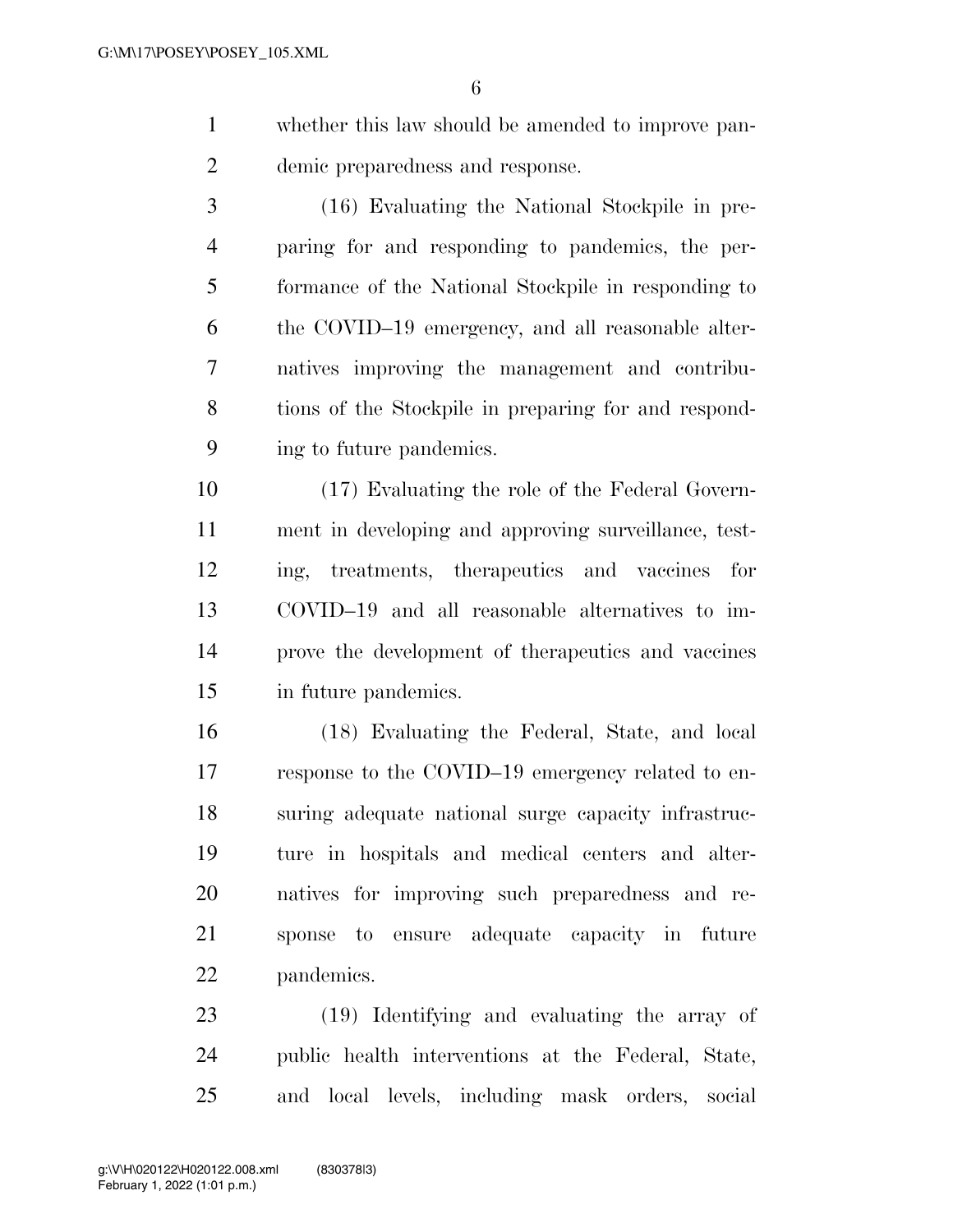whether this law should be amended to improve pandemic preparedness and response.

(16) Evaluating the National Stockpile in preparing for and responding to pandemics, the performance of the National Stockpile in responding to the COVID–19 emergency, and all reasonable alternatives improving the management and contributions of the Stockpile in preparing for and responding to future pandemics.

(17) Evaluating the role of the Federal Government in developing and approving surveillance, testing, treatments, therapeutics and vaccines for COVID–19 and all reasonable alternatives to improve the development of therapeutics and vaccines in future pandemics.

(18) Evaluating the Federal, State, and local response to the COVID–19 emergency related to ensuring adequate national surge capacity infrastructure in hospitals and medical centers and alternatives for improving such preparedness and response to ensure adequate capacity in future pandemics.

(19) Identifying and evaluating the array of public health interventions at the Federal, State, and local levels, including mask orders, social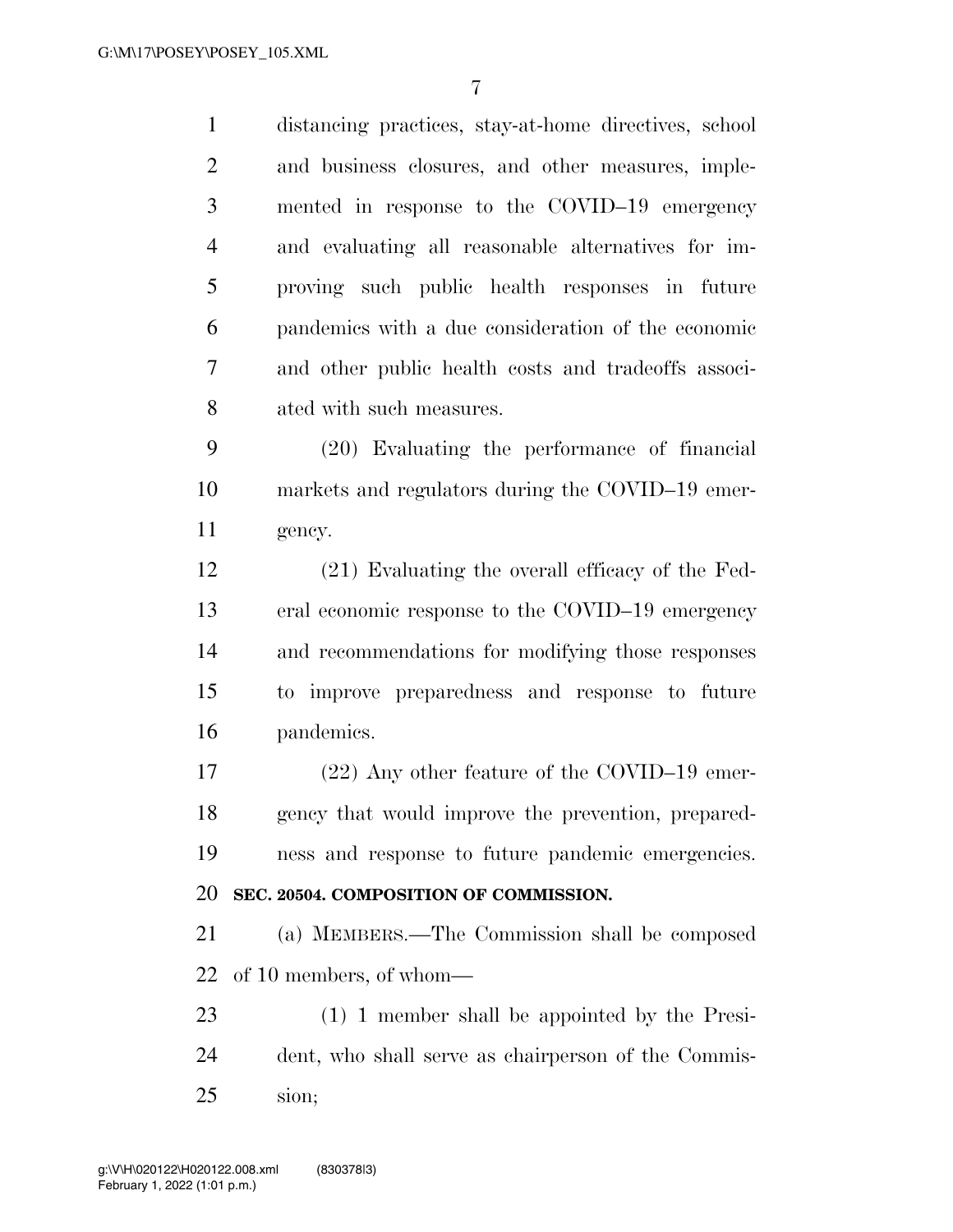distancing practices, stay-at-home directives, school and business closures, and other measures, implemented in response to the COVID–19 emergency and evaluating all reasonable alternatives for improving such public health responses in future pandemics with a due consideration of the economic and other public health costs and tradeoffs associated with such measures.

(20) Evaluating the performance of financial markets and regulators during the COVID–19 emergency.

(21) Evaluating the overall efficacy of the Federal economic response to the COVID–19 emergency and recommendations for modifying those responses to improve preparedness and response to future pandemics.

(22) Any other feature of the COVID–19 emergency that would improve the prevention, preparedness and response to future pandemic emergencies.

**SEC. 20504. COMPOSITION OF COMMISSION.**

(a) MEMBERS.—The Commission shall be composed of 10 members, of whom—

(1) 1 member shall be appointed by the President, who shall serve as chairperson of the Commission;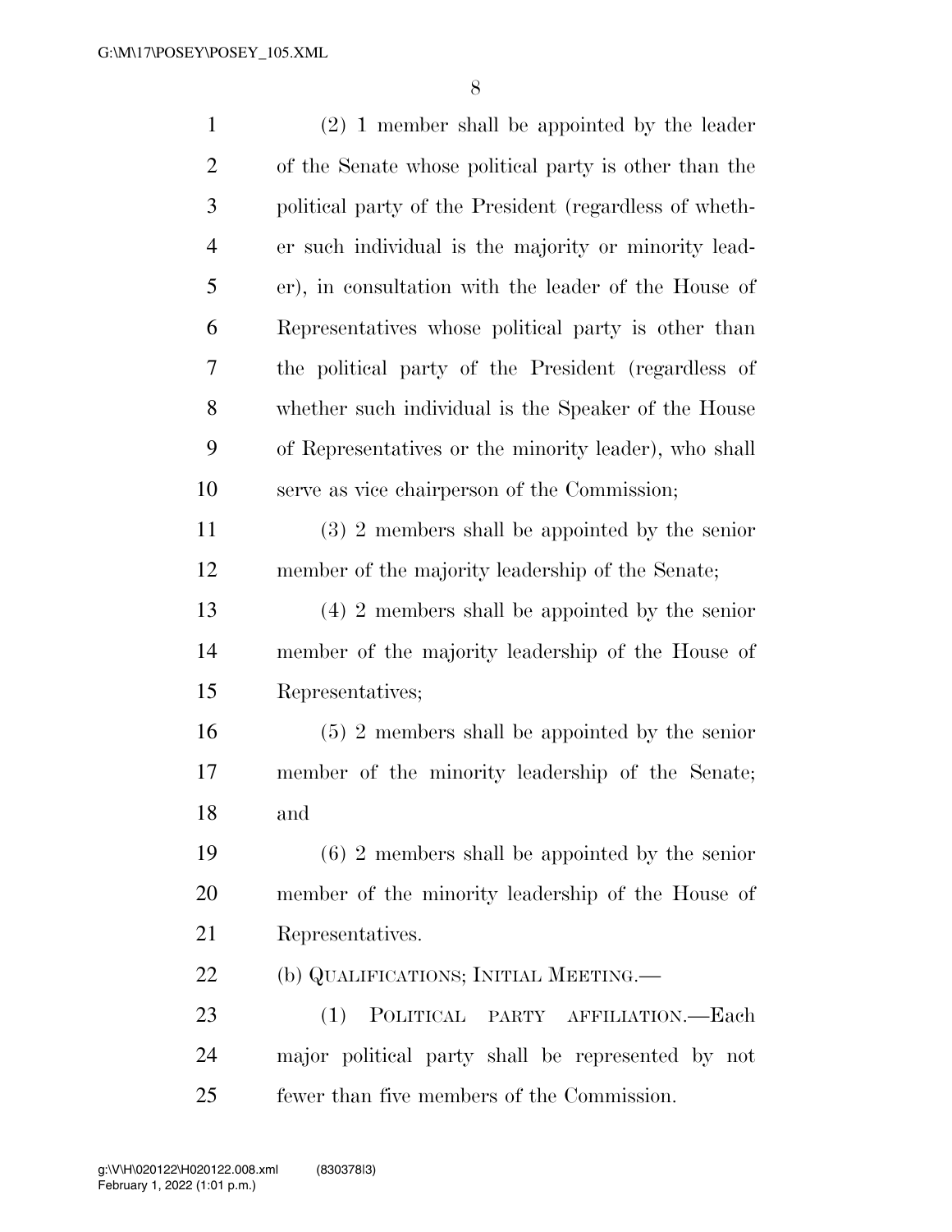(2) 1 member shall be appointed by the leader of the Senate whose political party is other than the political party of the President (regardless of whether such individual is the majority or minority leader), in consultation with the leader of the House of Representatives whose political party is other than the political party of the President (regardless of whether such individual is the Speaker of the House of Representatives or the minority leader), who shall serve as vice chairperson of the Commission;

(3) 2 members shall be appointed by the senior member of the majority leadership of the Senate;

(4) 2 members shall be appointed by the senior member of the majority leadership of the House of Representatives;

(5) 2 members shall be appointed by the senior member of the minority leadership of the Senate; and

(6) 2 members shall be appointed by the senior member of the minority leadership of the House of Representatives.

(b) QUALIFICATIONS; INITIAL MEETING.—

(1) POLITICAL PARTY AFFILIATION.—Each major political party shall be represented by not fewer than five members of the Commission.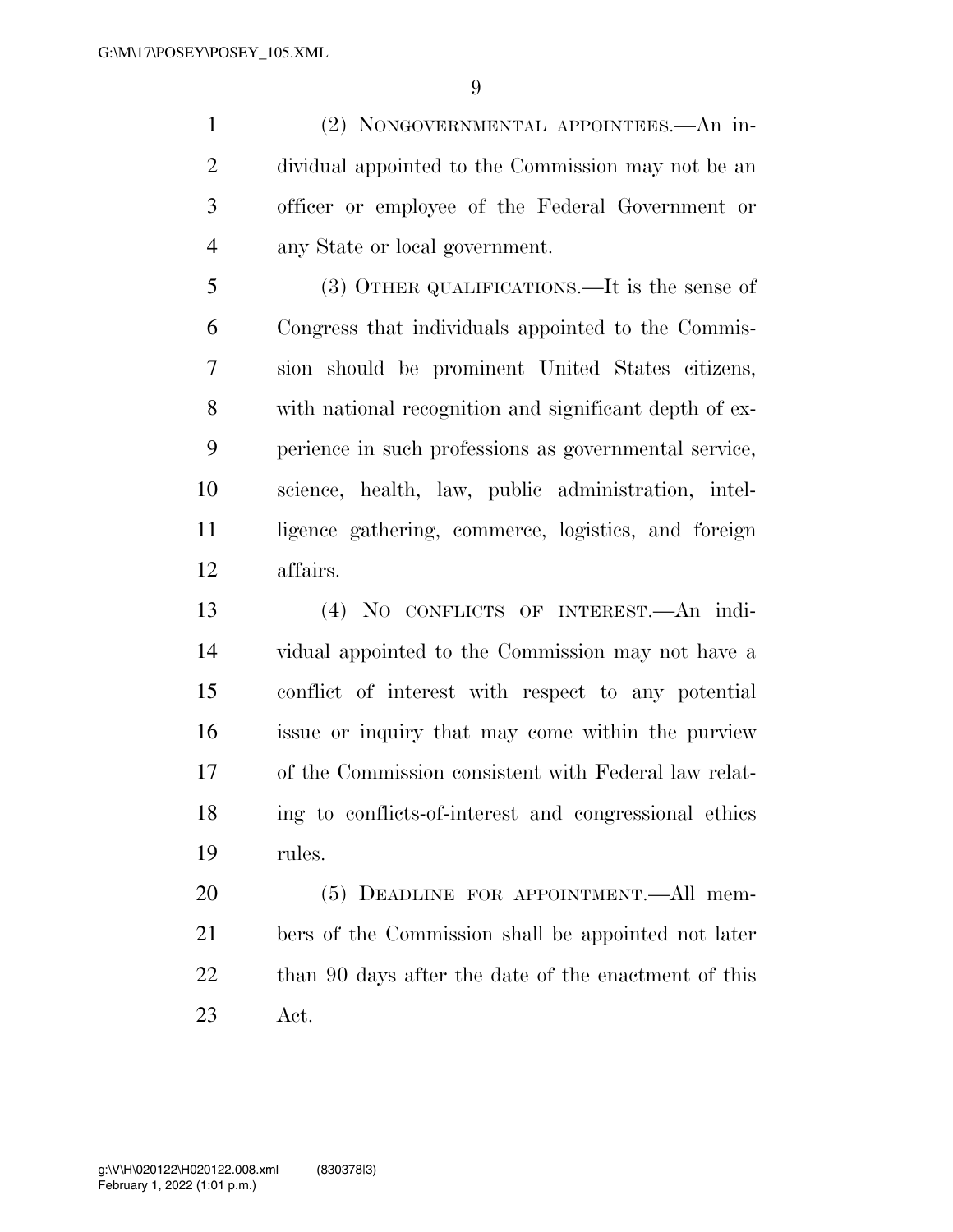(2) NONGOVERNMENTAL APPOINTEES.—An individual appointed to the Commission may not be an officer or employee of the Federal Government or any State or local government.

(3) OTHER QUALIFICATIONS.—It is the sense of Congress that individuals appointed to the Commission should be prominent United States citizens, with national recognition and significant depth of experience in such professions as governmental service, science, health, law, public administration, intelligence gathering, commerce, logistics, and foreign affairs.

(4) NO CONFLICTS OF INTEREST.—An individual appointed to the Commission may not have a conflict of interest with respect to any potential issue or inquiry that may come within the purview of the Commission consistent with Federal law relating to conflicts-of-interest and congressional ethics rules.

(5) DEADLINE FOR APPOINTMENT.—All members of the Commission shall be appointed not later than 90 days after the date of the enactment of this Act.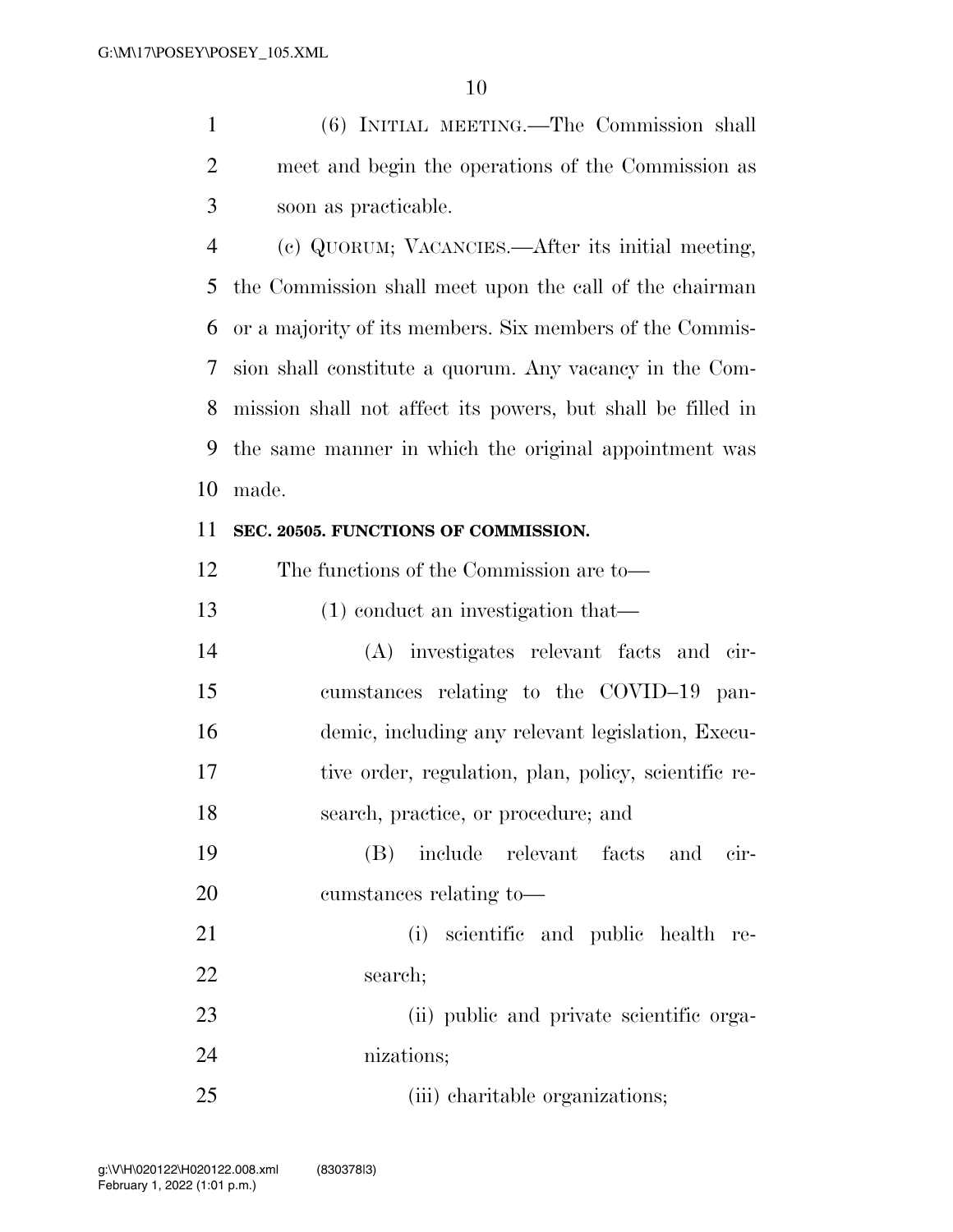(6) INITIAL MEETING.—The Commission shall meet and begin the operations of the Commission as soon as practicable.

(c) QUORUM; VACANCIES.—After its initial meeting, the Commission shall meet upon the call of the chairman or a majority of its members. Six members of the Commission shall constitute a quorum. Any vacancy in the Commission shall not affect its powers, but shall be filled in the same manner in which the original appointment was made.

**SEC. 20505. FUNCTIONS OF COMMISSION.**

The functions of the Commission are to—

(1) conduct an investigation that—

(A) investigates relevant facts and circumstances relating to the COVID–19 pandemic, including any relevant legislation, Executive order, regulation, plan, policy, scientific research, practice, or procedure; and

(B) include relevant facts and circumstances relating to—

(i) scientific and public health research;

(ii) public and private scientific organizations;

(iii) charitable organizations;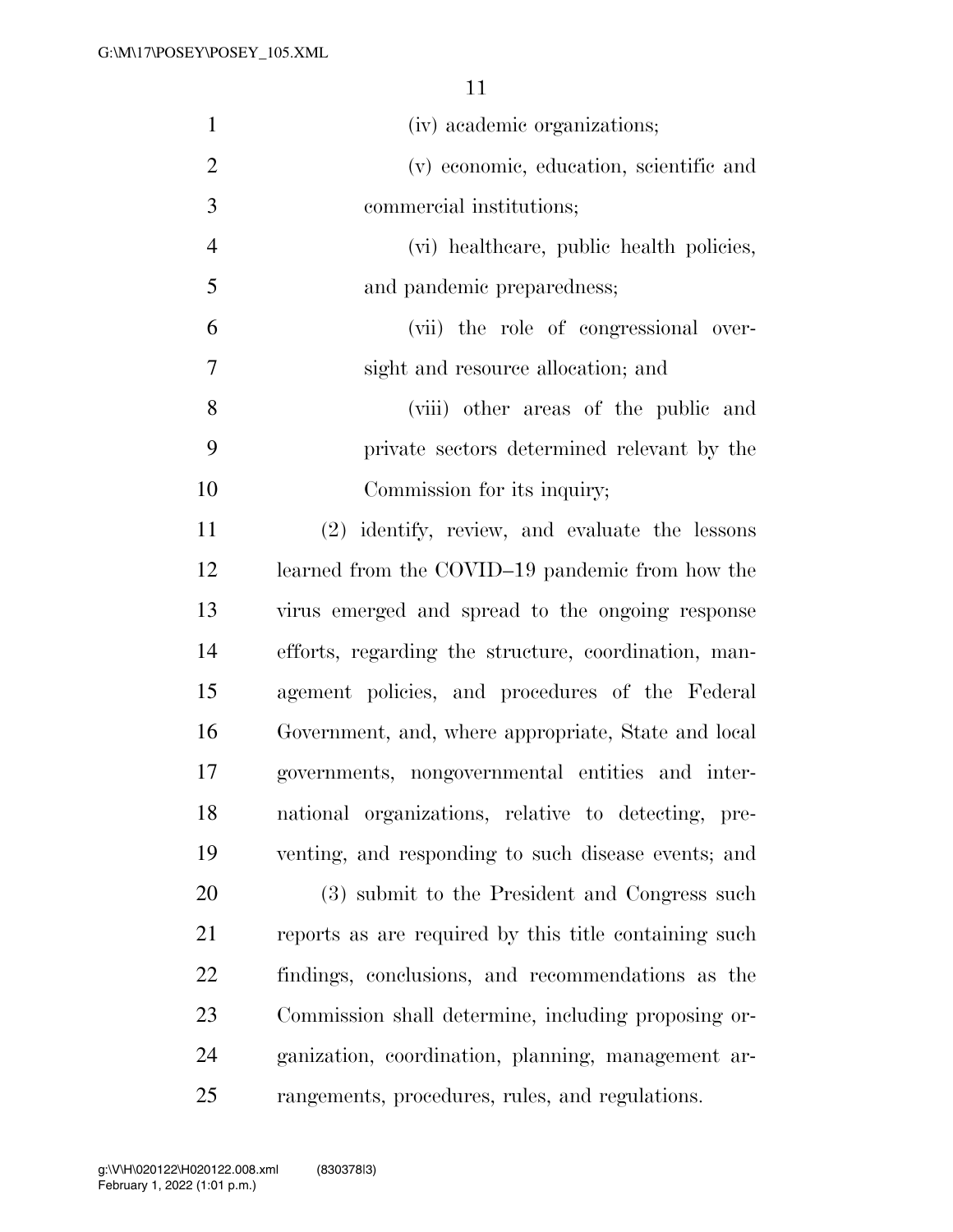(iv) academic organizations;

(v) economic, education, scientific and commercial institutions;

(vi) healthcare, public health policies, and pandemic preparedness;

(vii) the role of congressional oversight and resource allocation; and

(viii) other areas of the public and private sectors determined relevant by the Commission for its inquiry;

(2) identify, review, and evaluate the lessons learned from the COVID–19 pandemic from how the virus emerged and spread to the ongoing response efforts, regarding the structure, coordination, management policies, and procedures of the Federal Government, and, where appropriate, State and local governments, nongovernmental entities and international organizations, relative to detecting, preventing, and responding to such disease events; and

(3) submit to the President and Congress such reports as are required by this title containing such findings, conclusions, and recommendations as the Commission shall determine, including proposing organization, coordination, planning, management arrangements, procedures, rules, and regulations.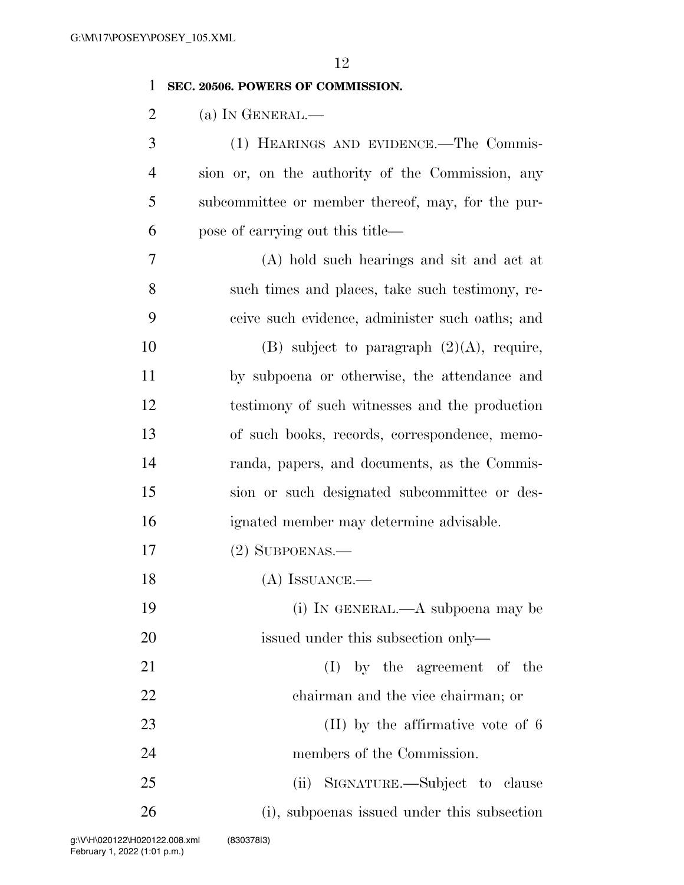**SEC. 20506. POWERS OF COMMISSION.**

(a) IN GENERAL.—

(1) HEARINGS AND EVIDENCE.—The Commission or, on the authority of the Commission, any subcommittee or member thereof, may, for the purpose of carrying out this title—

(A) hold such hearings and sit and act at such times and places, take such testimony, receive such evidence, administer such oaths; and

(B) subject to paragraph (2)(A), require, by subpoena or otherwise, the attendance and testimony of such witnesses and the production of such books, records, correspondence, memoranda, papers, and documents, as the Commission or such designated subcommittee or designated member may determine advisable.

(2) SUBPOENAS.—

(A) ISSUANCE.—

(i) IN GENERAL.—A subpoena may be issued under this subsection only—

(I) by the agreement of the chairman and the vice chairman; or

(II) by the affirmative vote of 6 members of the Commission.

(ii) SIGNATURE.—Subject to clause (i), subpoenas issued under this subsection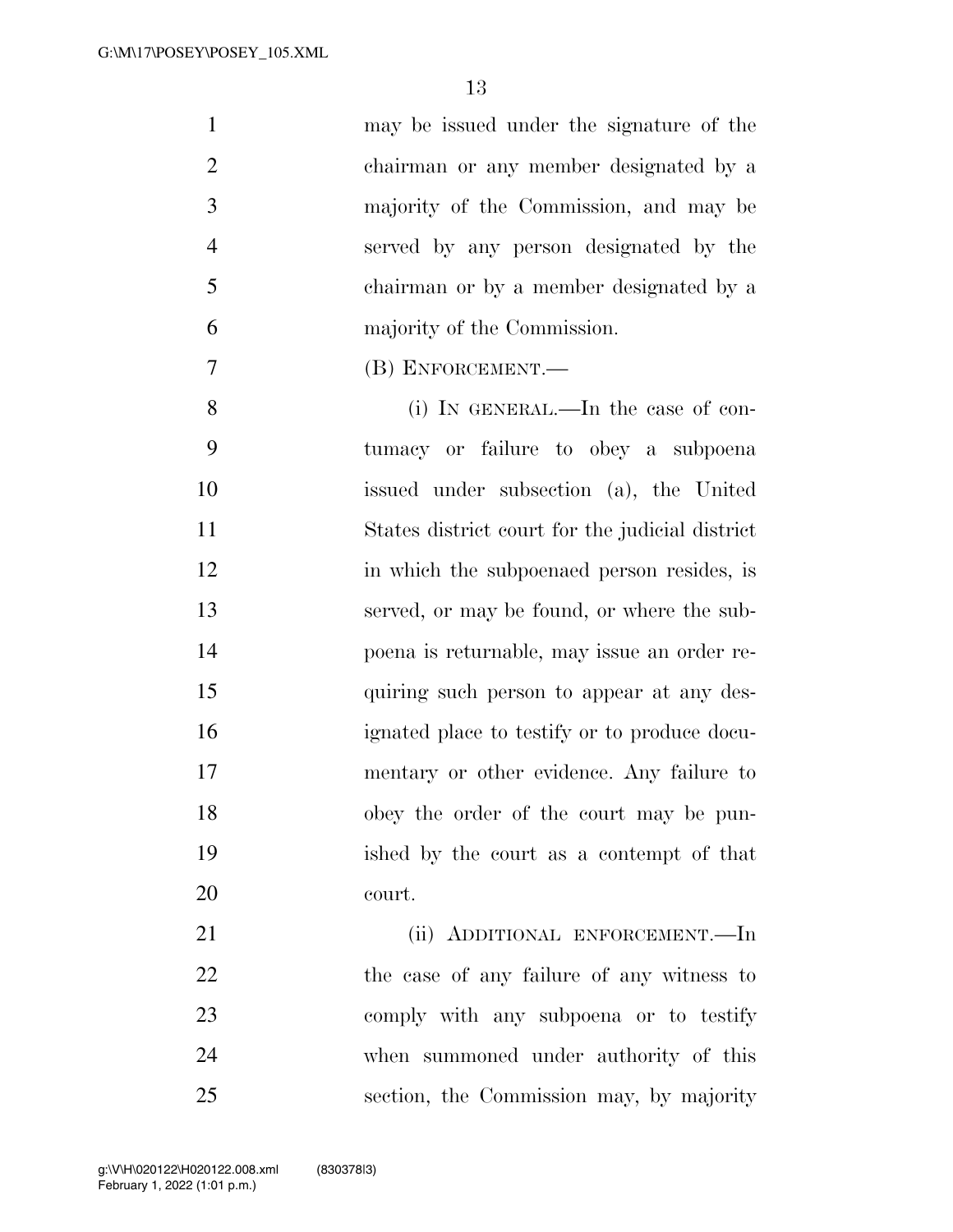may be issued under the signature of the chairman or any member designated by a majority of the Commission, and may be served by any person designated by the chairman or by a member designated by a majority of the Commission.

(B) ENFORCEMENT.—

(i) IN GENERAL.—In the case of contumacy or failure to obey a subpoena issued under subsection (a), the United States district court for the judicial district in which the subpoenaed person resides, is served, or may be found, or where the subpoena is returnable, may issue an order requiring such person to appear at any designated place to testify or to produce documentary or other evidence. Any failure to obey the order of the court may be punished by the court as a contempt of that court.

(ii) ADDITIONAL ENFORCEMENT.—In the case of any failure of any witness to comply with any subpoena or to testify when summoned under authority of this section, the Commission may, by majority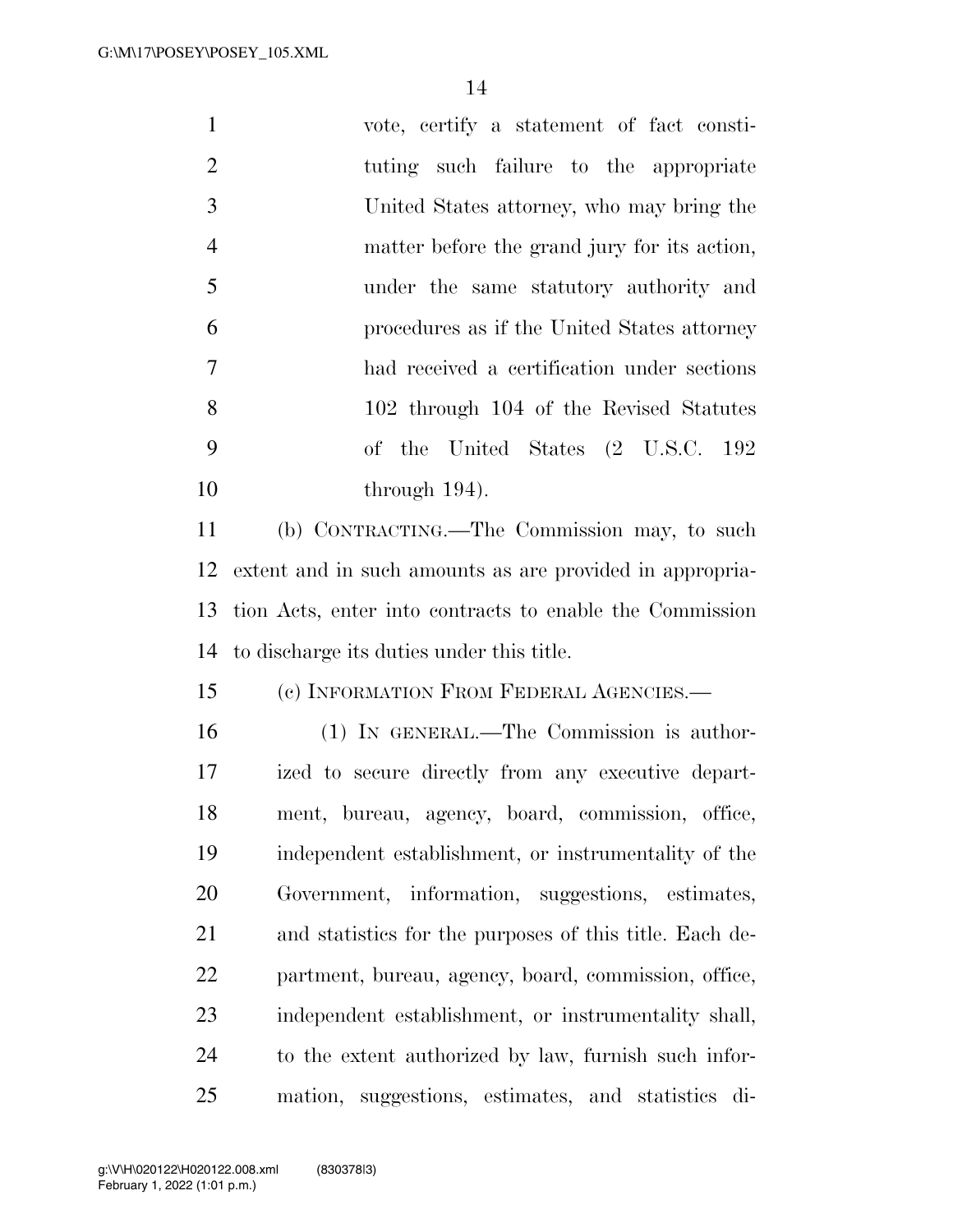vote, certify a statement of fact constituting such failure to the appropriate United States attorney, who may bring the matter before the grand jury for its action, under the same statutory authority and procedures as if the United States attorney had received a certification under sections 102 through 104 of the Revised Statutes of the United States (2 U.S.C. 192 through 194).

(b) CONTRACTING.—The Commission may, to such extent and in such amounts as are provided in appropriation Acts, enter into contracts to enable the Commission to discharge its duties under this title.

(c) INFORMATION FROM FEDERAL AGENCIES.—

(1) IN GENERAL.—The Commission is authorized to secure directly from any executive department, bureau, agency, board, commission, office, independent establishment, or instrumentality of the Government, information, suggestions, estimates, and statistics for the purposes of this title. Each department, bureau, agency, board, commission, office, independent establishment, or instrumentality shall, to the extent authorized by law, furnish such information, suggestions, estimates, and statistics di-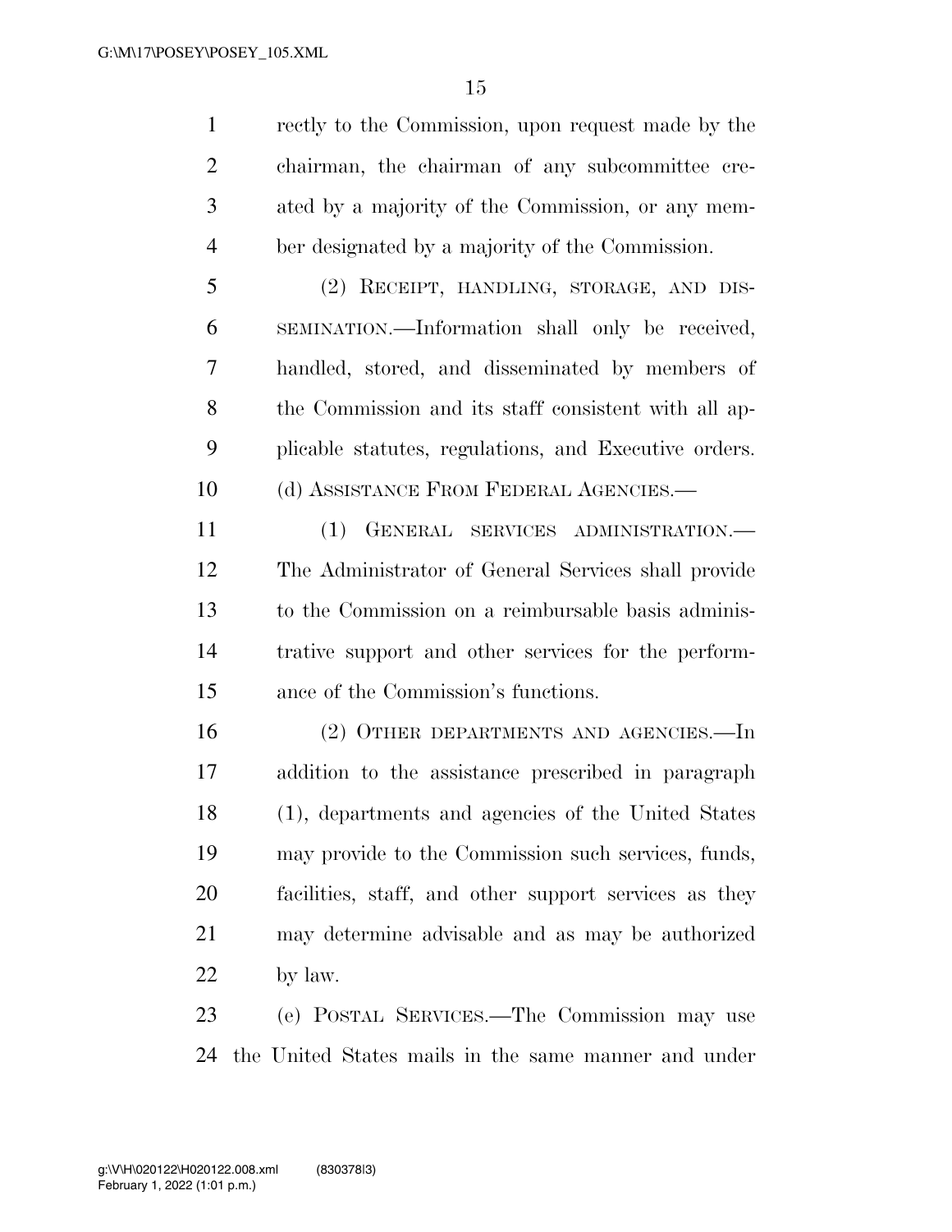rectly to the Commission, upon request made by the chairman, the chairman of any subcommittee created by a majority of the Commission, or any member designated by a majority of the Commission.

(2) RECEIPT, HANDLING, STORAGE, AND DISSEMINATION.—Information shall only be received, handled, stored, and disseminated by members of the Commission and its staff consistent with all applicable statutes, regulations, and Executive orders.

(d) ASSISTANCE FROM FEDERAL AGENCIES.—

(1) GENERAL SERVICES ADMINISTRATION.— The Administrator of General Services shall provide to the Commission on a reimbursable basis administrative support and other services for the performance of the Commission's functions.

(2) OTHER DEPARTMENTS AND AGENCIES.—In addition to the assistance prescribed in paragraph (1), departments and agencies of the United States may provide to the Commission such services, funds, facilities, staff, and other support services as they may determine advisable and as may be authorized by law.

(e) POSTAL SERVICES.—The Commission may use the United States mails in the same manner and under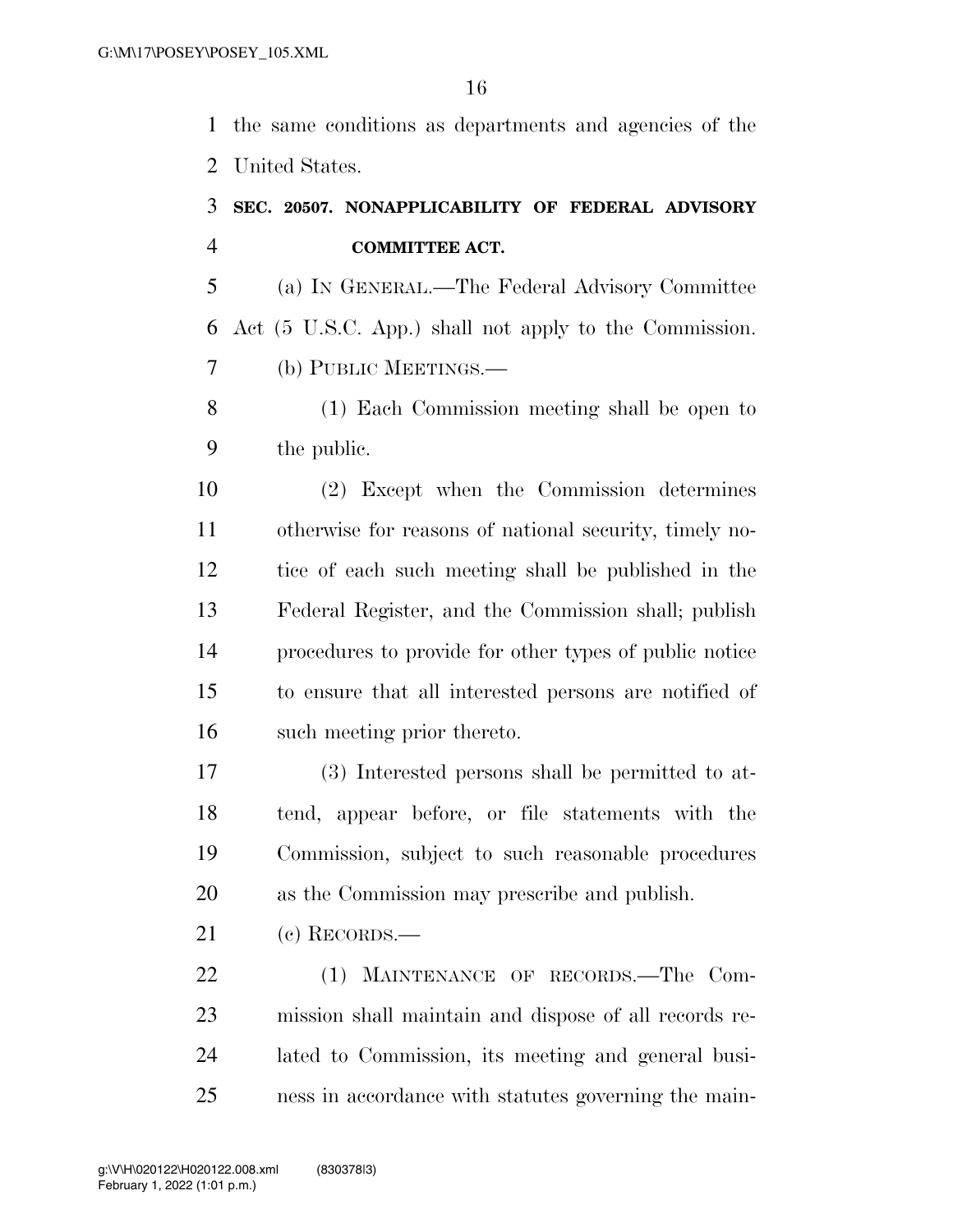the same conditions as departments and agencies of the United States.

### SEC. 20507. NONAPPLICABILITY OF FEDERAL ADVISORY COMMITTEE ACT.

(a) IN GENERAL.—The Federal Advisory Committee Act (5 U.S.C. App.) shall not apply to the Commission.

(b) PUBLIC MEETINGS.—

(1) Each Commission meeting shall be open to the public.

(2) Except when the Commission determines otherwise for reasons of national security, timely notice of each such meeting shall be published in the Federal Register, and the Commission shall; publish procedures to provide for other types of public notice to ensure that all interested persons are notified of such meeting prior thereto.

(3) Interested persons shall be permitted to attend, appear before, or file statements with the Commission, subject to such reasonable procedures as the Commission may prescribe and publish.

(c) RECORDS.—

(1) MAINTENANCE OF RECORDS.—The Commission shall maintain and dispose of all records related to Commission, its meeting and general business in accordance with statutes governing the main-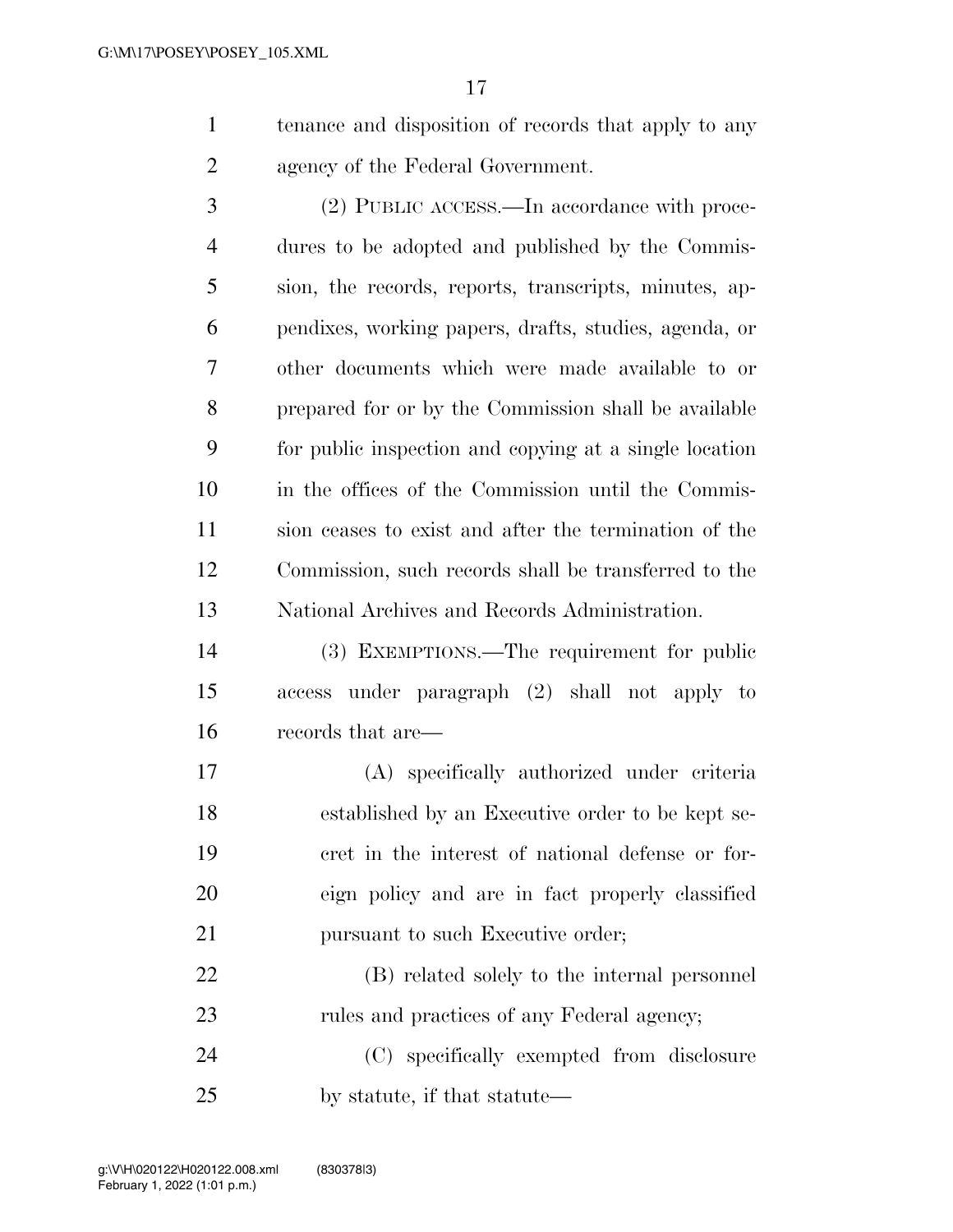tenance and disposition of records that apply to any agency of the Federal Government.

(2) PUBLIC ACCESS.—In accordance with procedures to be adopted and published by the Commission, the records, reports, transcripts, minutes, appendixes, working papers, drafts, studies, agenda, or other documents which were made available to or prepared for or by the Commission shall be available for public inspection and copying at a single location in the offices of the Commission until the Commission ceases to exist and after the termination of the Commission, such records shall be transferred to the National Archives and Records Administration.

(3) EXEMPTIONS.—The requirement for public access under paragraph (2) shall not apply to records that are—

(A) specifically authorized under criteria established by an Executive order to be kept secret in the interest of national defense or foreign policy and are in fact properly classified pursuant to such Executive order;

(B) related solely to the internal personnel rules and practices of any Federal agency;

(C) specifically exempted from disclosure by statute, if that statute—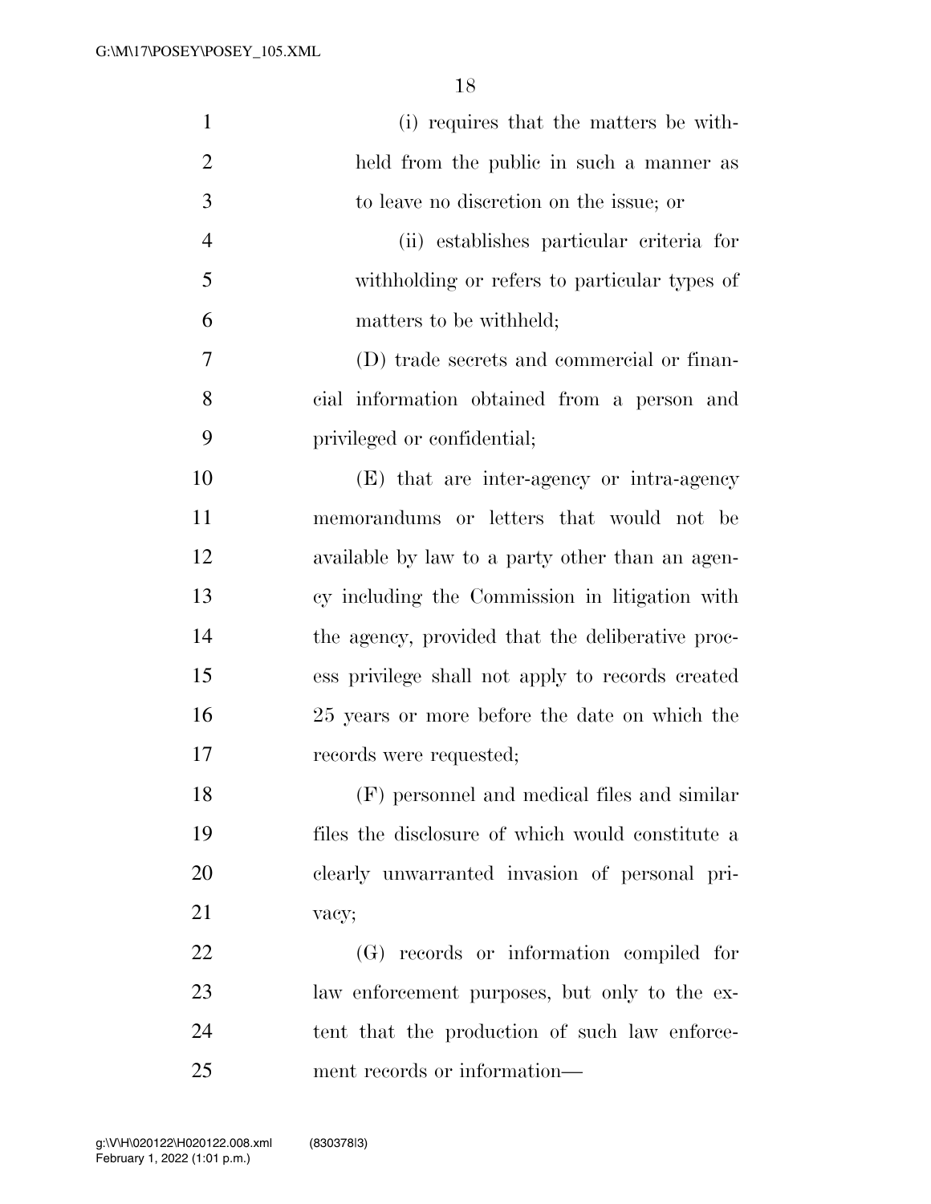(i) requires that the matters be withheld from the public in such a manner as to leave no discretion on the issue; or

(ii) establishes particular criteria for withholding or refers to particular types of matters to be withheld;

(D) trade secrets and commercial or financial information obtained from a person and privileged or confidential;

(E) that are inter-agency or intra-agency memorandums or letters that would not be available by law to a party other than an agency including the Commission in litigation with the agency, provided that the deliberative process privilege shall not apply to records created 25 years or more before the date on which the records were requested;

(F) personnel and medical files and similar files the disclosure of which would constitute a clearly unwarranted invasion of personal privacy;

(G) records or information compiled for law enforcement purposes, but only to the extent that the production of such law enforcement records or information—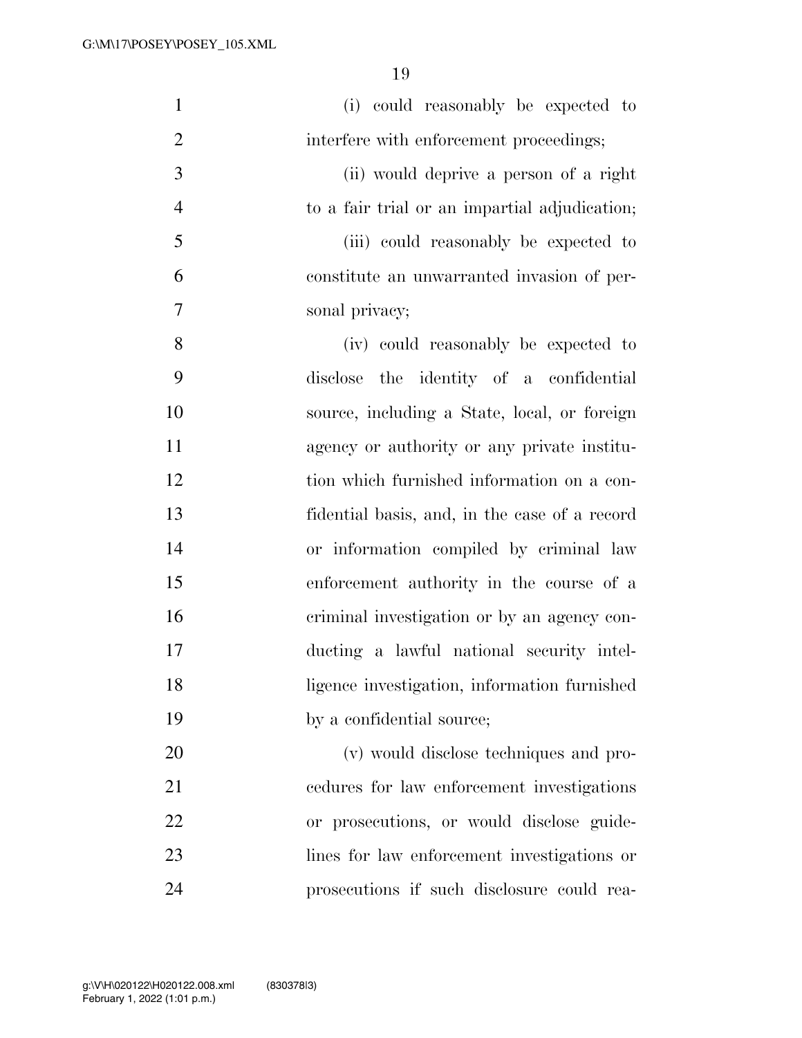(i) could reasonably be expected to interfere with enforcement proceedings;

(ii) would deprive a person of a right to a fair trial or an impartial adjudication;

(iii) could reasonably be expected to constitute an unwarranted invasion of personal privacy;

(iv) could reasonably be expected to disclose the identity of a confidential source, including a State, local, or foreign agency or authority or any private institution which furnished information on a confidential basis, and, in the case of a record or information compiled by criminal law enforcement authority in the course of a criminal investigation or by an agency conducting a lawful national security intelligence investigation, information furnished by a confidential source;

(v) would disclose techniques and procedures for law enforcement investigations or prosecutions, or would disclose guidelines for law enforcement investigations or prosecutions if such disclosure could rea-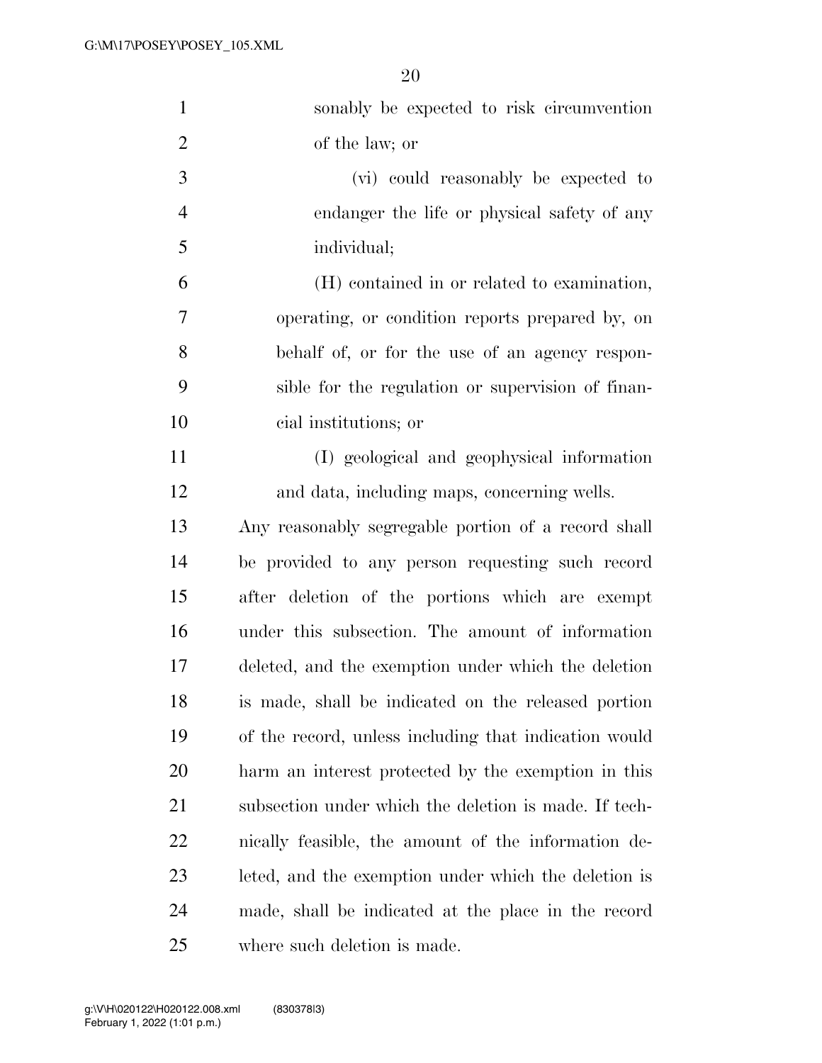sonably be expected to risk circumvention of the law; or

(vi) could reasonably be expected to endanger the life or physical safety of any individual;

(H) contained in or related to examination, operating, or condition reports prepared by, on behalf of, or for the use of an agency responsible for the regulation or supervision of financial institutions; or

(I) geological and geophysical information and data, including maps, concerning wells.

Any reasonably segregable portion of a record shall be provided to any person requesting such record after deletion of the portions which are exempt under this subsection. The amount of information deleted, and the exemption under which the deletion is made, shall be indicated on the released portion of the record, unless including that indication would harm an interest protected by the exemption in this subsection under which the deletion is made. If technically feasible, the amount of the information deleted, and the exemption under which the deletion is made, shall be indicated at the place in the record where such deletion is made.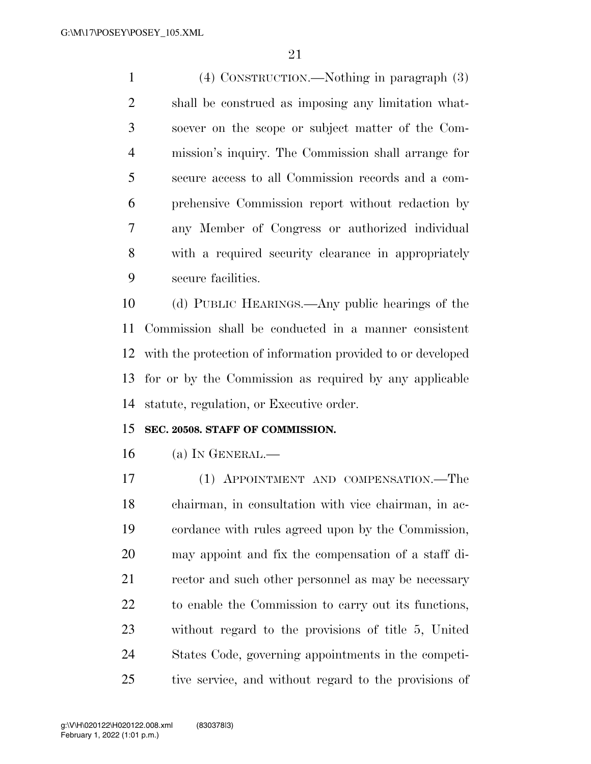(4) CONSTRUCTION.—Nothing in paragraph (3) shall be construed as imposing any limitation whatsoever on the scope or subject matter of the Commission's inquiry. The Commission shall arrange for secure access to all Commission records and a comprehensive Commission report without redaction by any Member of Congress or authorized individual with a required security clearance in appropriately secure facilities.

(d) PUBLIC HEARINGS.—Any public hearings of the Commission shall be conducted in a manner consistent with the protection of information provided to or developed for or by the Commission as required by any applicable statute, regulation, or Executive order.

**SEC. 20508. STAFF OF COMMISSION.**

(a) IN GENERAL.—

(1) APPOINTMENT AND COMPENSATION.—The chairman, in consultation with vice chairman, in accordance with rules agreed upon by the Commission, may appoint and fix the compensation of a staff director and such other personnel as may be necessary to enable the Commission to carry out its functions, without regard to the provisions of title 5, United States Code, governing appointments in the competitive service, and without regard to the provisions of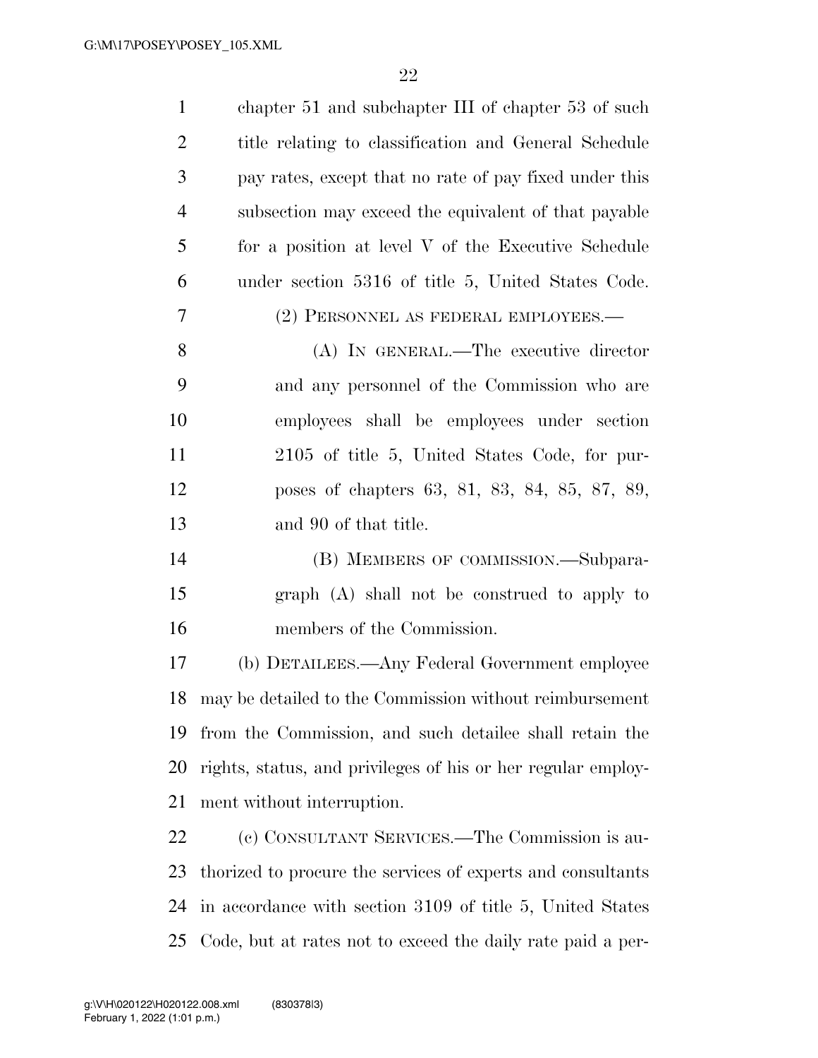chapter 51 and subchapter III of chapter 53 of such title relating to classification and General Schedule pay rates, except that no rate of pay fixed under this subsection may exceed the equivalent of that payable for a position at level V of the Executive Schedule under section 5316 of title 5, United States Code.

(2) PERSONNEL AS FEDERAL EMPLOYEES.—

(A) IN GENERAL.—The executive director and any personnel of the Commission who are employees shall be employees under section 2105 of title 5, United States Code, for purposes of chapters 63, 81, 83, 84, 85, 87, 89, and 90 of that title.

(B) MEMBERS OF COMMISSION.—Subparagraph (A) shall not be construed to apply to members of the Commission.

(b) DETAILEES.—Any Federal Government employee may be detailed to the Commission without reimbursement from the Commission, and such detailee shall retain the rights, status, and privileges of his or her regular employment without interruption.

(c) CONSULTANT SERVICES.—The Commission is authorized to procure the services of experts and consultants in accordance with section 3109 of title 5, United States Code, but at rates not to exceed the daily rate paid a per-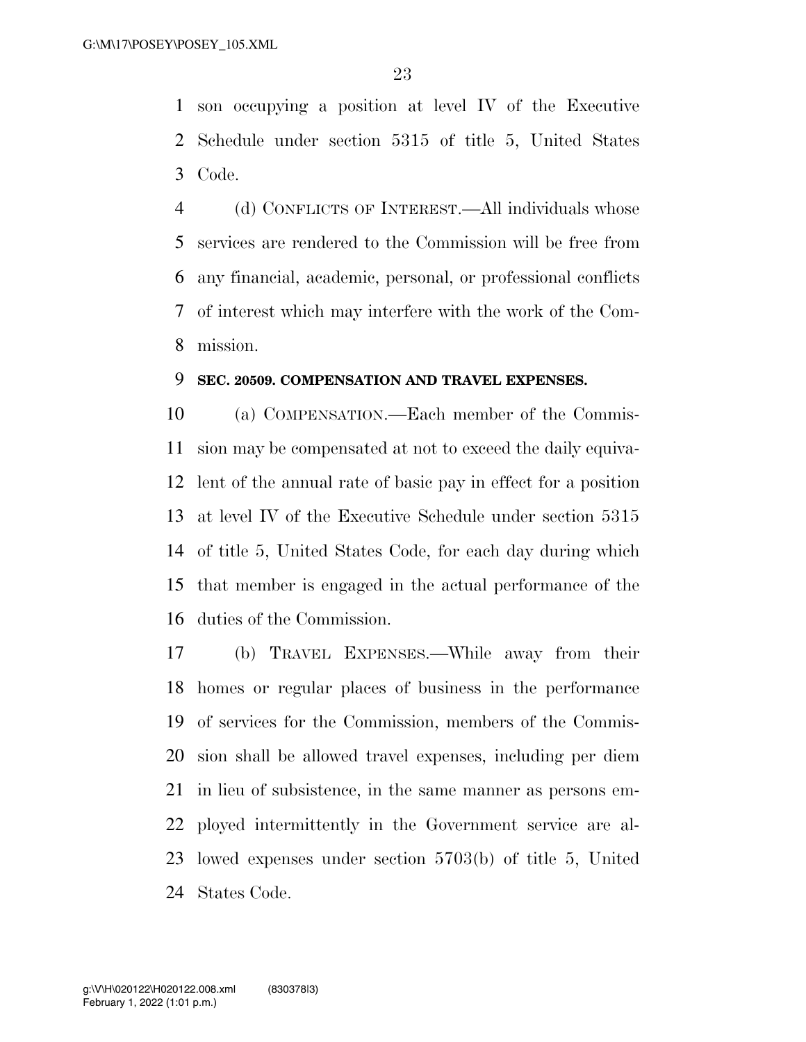son occupying a position at level IV of the Executive Schedule under section 5315 of title 5, United States Code.

(d) CONFLICTS OF INTEREST.—All individuals whose services are rendered to the Commission will be free from any financial, academic, personal, or professional conflicts of interest which may interfere with the work of the Commission.

**SEC. 20509. COMPENSATION AND TRAVEL EXPENSES.**

(a) COMPENSATION.—Each member of the Commission may be compensated at not to exceed the daily equivalent of the annual rate of basic pay in effect for a position at level IV of the Executive Schedule under section 5315 of title 5, United States Code, for each day during which that member is engaged in the actual performance of the duties of the Commission.

(b) TRAVEL EXPENSES.—While away from their homes or regular places of business in the performance of services for the Commission, members of the Commission shall be allowed travel expenses, including per diem in lieu of subsistence, in the same manner as persons employed intermittently in the Government service are allowed expenses under section 5703(b) of title 5, United States Code.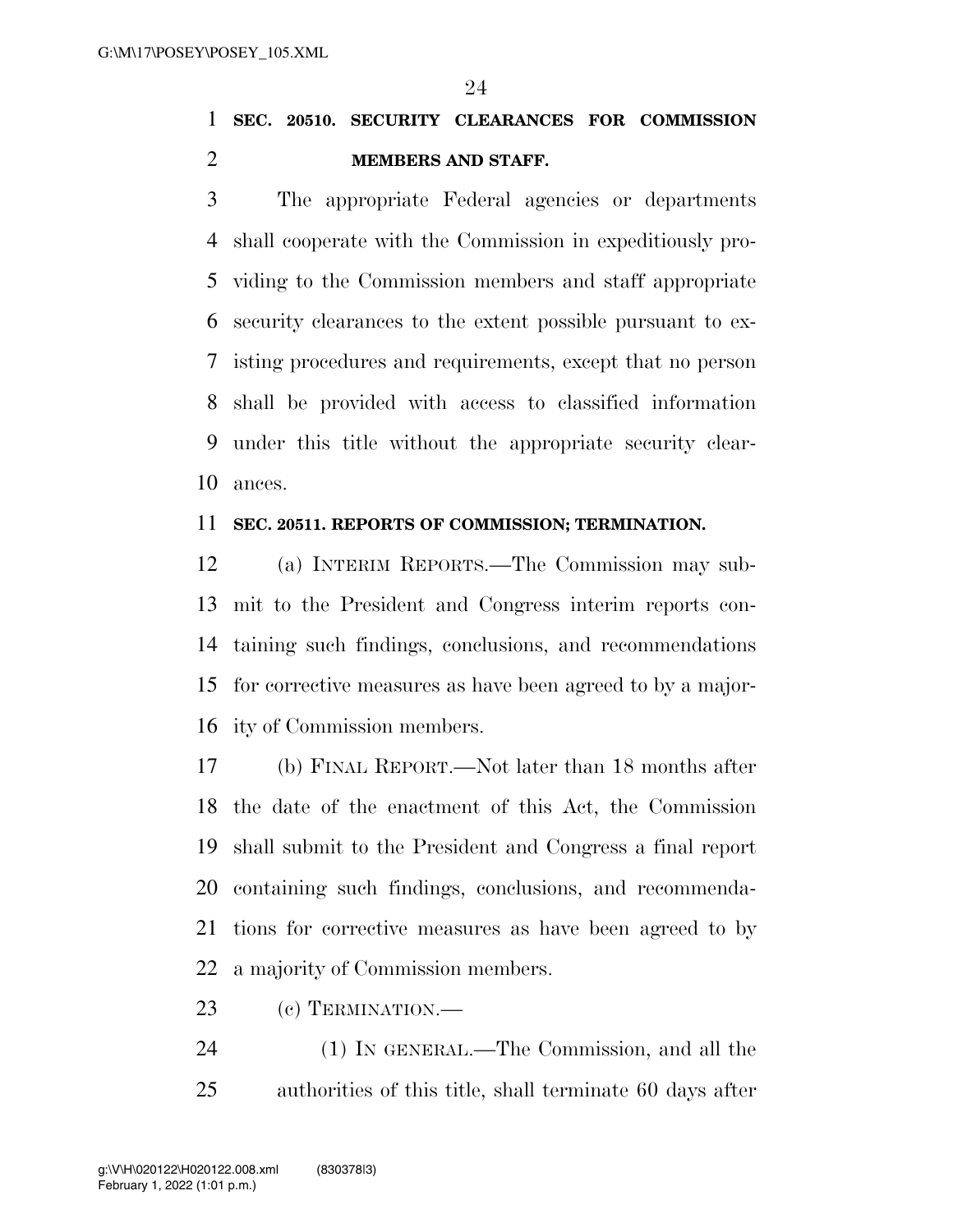**SEC. 20510. SECURITY CLEARANCES FOR COMMISSION MEMBERS AND STAFF.**

The appropriate Federal agencies or departments shall cooperate with the Commission in expeditiously providing to the Commission members and staff appropriate security clearances to the extent possible pursuant to existing procedures and requirements, except that no person shall be provided with access to classified information under this title without the appropriate security clearances.

**SEC. 20511. REPORTS OF COMMISSION; TERMINATION.**

(a) INTERIM REPORTS.—The Commission may submit to the President and Congress interim reports containing such findings, conclusions, and recommendations for corrective measures as have been agreed to by a majority of Commission members.

(b) FINAL REPORT.—Not later than 18 months after the date of the enactment of this Act, the Commission shall submit to the President and Congress a final report containing such findings, conclusions, and recommendations for corrective measures as have been agreed to by a majority of Commission members.

(c) TERMINATION.—

(1) IN GENERAL.—The Commission, and all the authorities of this title, shall terminate 60 days after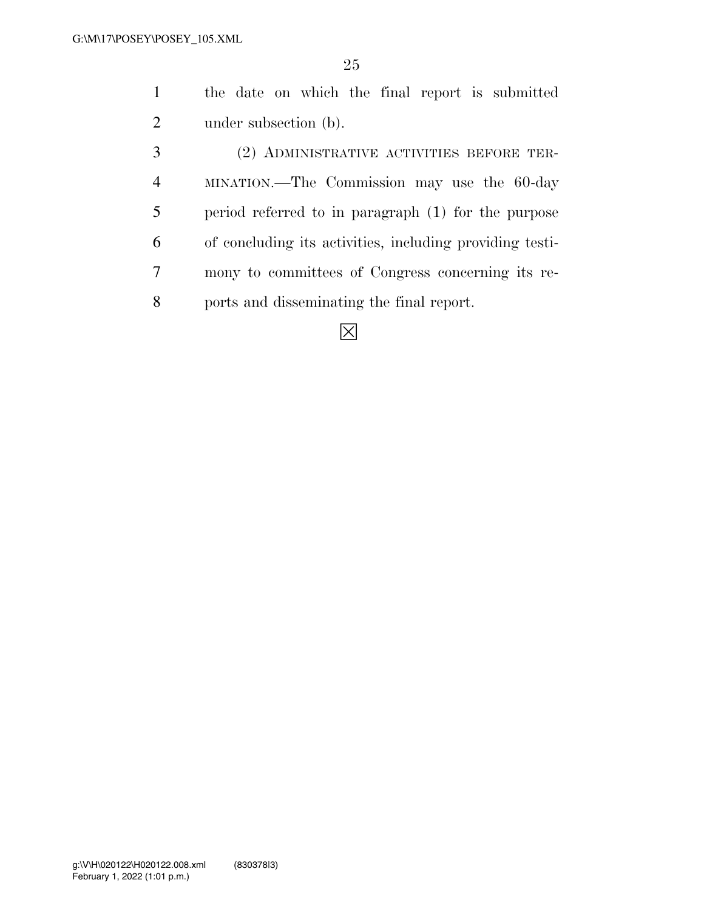the date on which the final report is submitted under subsection (b).

(2) ADMINISTRATIVE ACTIVITIES BEFORE TERMINATION.—The Commission may use the 60-day period referred to in paragraph (1) for the purpose of concluding its activities, including providing testimony to committees of Congress concerning its reports and disseminating the final report.

☒